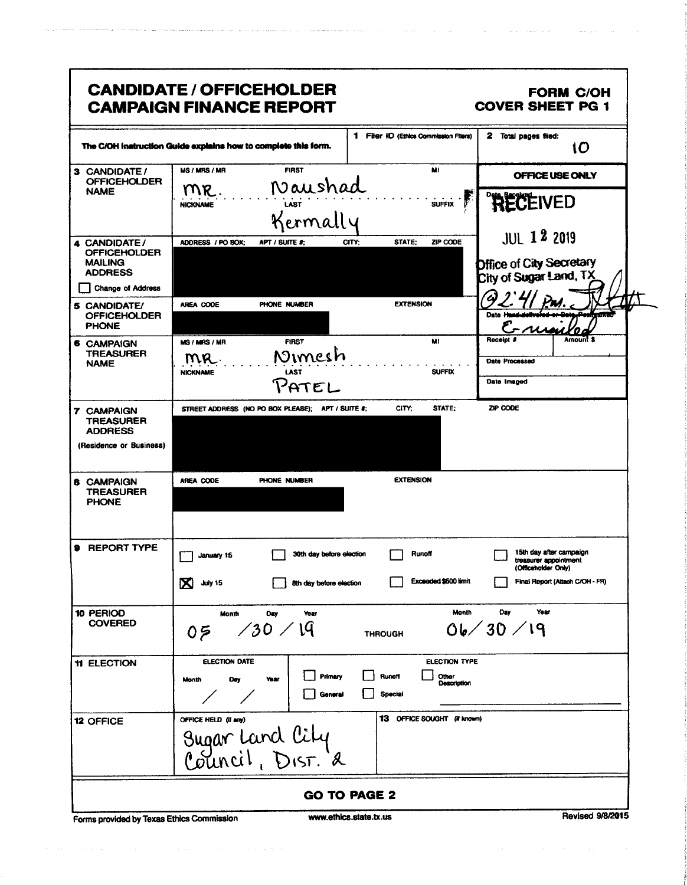# CANDIDATE / OFFICEHOLDER CAMPAIGN FINANCE REPORT

**FORM C/OH**
**COVER SHEET PG 1**

The C/OH Instruction Guide explains how to complete this form.

**1** Filer ID (Ethics Commission Filers)

**2** Total pages filed: 10

| Field | |
|---|---|
| **3 CANDIDATE / OFFICEHOLDER NAME** | MS / MRS / MR: MR. — FIRST: Naushad — MI: — NICKNAME: — LAST: Kermally — SUFFIX: |
| **4 CANDIDATE / OFFICEHOLDER MAILING ADDRESS** ☐ Change of Address | ADDRESS / PO BOX; APT / SUITE #; CITY; STATE; ZIP CODE: [REDACTED] |
| **5 CANDIDATE/ OFFICEHOLDER PHONE** | AREA CODE / PHONE NUMBER / EXTENSION: [REDACTED] |
| **6 CAMPAIGN TREASURER NAME** | MS / MRS / MR: MR. — FIRST: Nimesh — MI: — NICKNAME: — LAST: PATEL — SUFFIX: |
| **7 CAMPAIGN TREASURER ADDRESS** (Residence or Business) | STREET ADDRESS (NO PO BOX PLEASE); APT / SUITE #; CITY; STATE; ZIP CODE: [REDACTED] |
| **8 CAMPAIGN TREASURER PHONE** | AREA CODE / PHONE NUMBER / EXTENSION: [REDACTED] |

**OFFICE USE ONLY**

Date Received: RECEIVED JUL 12 2019 Office of City Secretary City of Sugar Land, TX @ 2:41 PM.

Date ~~Hand-delivered or Date Postmarked~~ E-mailed

Receipt # | Amount $

Date Processed

Date Imaged

**9 REPORT TYPE**

- ☐ January 15
- ☒ July 15
- ☐ 30th day before election
- ☐ 8th day before election
- ☐ Runoff
- ☐ Exceeded $500 limit
- ☐ 15th day after campaign treasurer appointment (Officeholder Only)
- ☐ Final Report (Attach C/OH - FR)

**10 PERIOD COVERED**

Month / Day / Year: 05 / 30 / 19 THROUGH Month / Day / Year: 06 / 30 / 19

**11 ELECTION**

ELECTION DATE: Month / Day / Year: / /

ELECTION TYPE: ☐ Primary ☐ Runoff ☐ Other Description ☐ General ☐ Special

**12 OFFICE**

OFFICE HELD (if any): Sugar Land City Council, Dist. 2

**13** OFFICE SOUGHT (if known):

**GO TO PAGE 2**

Forms provided by Texas Ethics Commission www.ethics.state.tx.us Revised 9/8/2015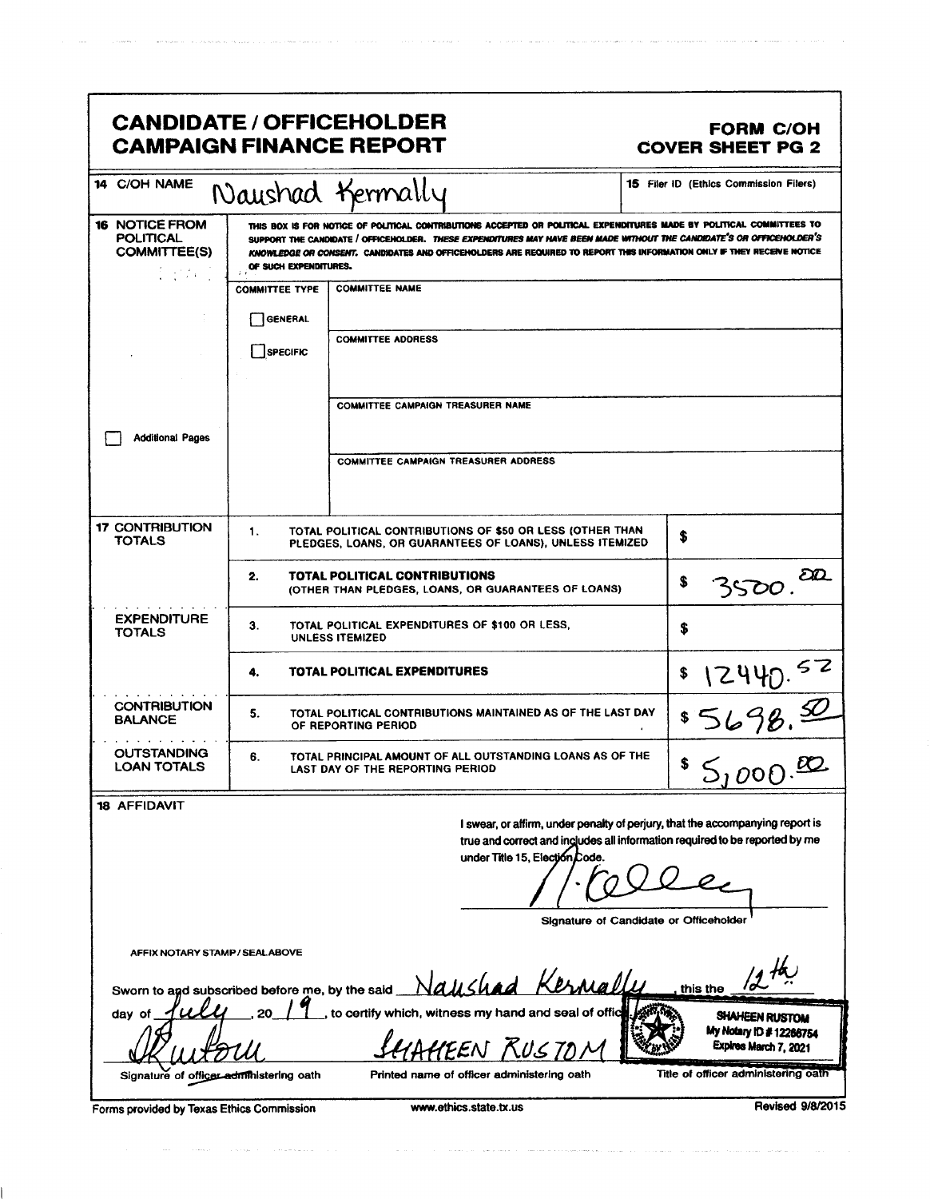# CANDIDATE / OFFICEHOLDER CAMPAIGN FINANCE REPORT

**FORM C/OH**
**COVER SHEET PG 2**

| | | |
|---|---|---|
| **14** C/OH NAME | Naushad Kermally | **15** Filer ID (Ethics Commission Filers) |

**16 NOTICE FROM POLITICAL COMMITTEE(S)**

THIS BOX IS FOR NOTICE OF POLITICAL CONTRIBUTIONS ACCEPTED OR POLITICAL EXPENDITURES MADE BY POLITICAL COMMITTEES TO SUPPORT THE CANDIDATE / OFFICEHOLDER. *THESE EXPENDITURES MAY HAVE BEEN MADE WITHOUT THE CANDIDATE'S OR OFFICEHOLDER'S KNOWLEDGE OR CONSENT.* CANDIDATES AND OFFICEHOLDERS ARE REQUIRED TO REPORT THIS INFORMATION ONLY IF THEY RECEIVE NOTICE OF SUCH EXPENDITURES.

| COMMITTEE TYPE | |
|---|---|
| ☐ GENERAL | COMMITTEE NAME |
| ☐ SPECIFIC | COMMITTEE ADDRESS |
| | COMMITTEE CAMPAIGN TREASURER NAME |
| | COMMITTEE CAMPAIGN TREASURER ADDRESS |

☐ Additional Pages

| | | | |
|---|---|---|---|
| **17 CONTRIBUTION TOTALS** | 1. | TOTAL POLITICAL CONTRIBUTIONS OF $50 OR LESS (OTHER THAN PLEDGES, LOANS, OR GUARANTEES OF LOANS), UNLESS ITEMIZED | $ |
| | 2. | **TOTAL POLITICAL CONTRIBUTIONS** (OTHER THAN PLEDGES, LOANS, OR GUARANTEES OF LOANS) | $ 3500.00 |
| **EXPENDITURE TOTALS** | 3. | TOTAL POLITICAL EXPENDITURES OF $100 OR LESS, UNLESS ITEMIZED | $ |
| | 4. | **TOTAL POLITICAL EXPENDITURES** | $ 12440.52 |
| **CONTRIBUTION BALANCE** | 5. | TOTAL POLITICAL CONTRIBUTIONS MAINTAINED AS OF THE LAST DAY OF REPORTING PERIOD | $ 5698.50 |
| **OUTSTANDING LOAN TOTALS** | 6. | TOTAL PRINCIPAL AMOUNT OF ALL OUTSTANDING LOANS AS OF THE LAST DAY OF THE REPORTING PERIOD | $ 5,000.00 |

**18 AFFIDAVIT**

I swear, or affirm, under penalty of perjury, that the accompanying report is true and correct and includes all information required to be reported by me under Title 15, Election Code.

[Signature]
Signature of Candidate or Officeholder

AFFIX NOTARY STAMP / SEAL ABOVE

Sworn to and subscribed before me, by the said Naushad Kermally, this the 12th day of July, 20 19, to certify which, witness my hand and seal of office.

SHAHEEN RUSTOM
My Notary ID # 12266754
Expires March 7, 2021

| [Signature] | SHAHEEN RUSTOM | |
|---|---|---|
| Signature of officer administering oath | Printed name of officer administering oath | Title of officer administering oath |

Forms provided by Texas Ethics Commission www.ethics.state.tx.us Revised 9/8/2015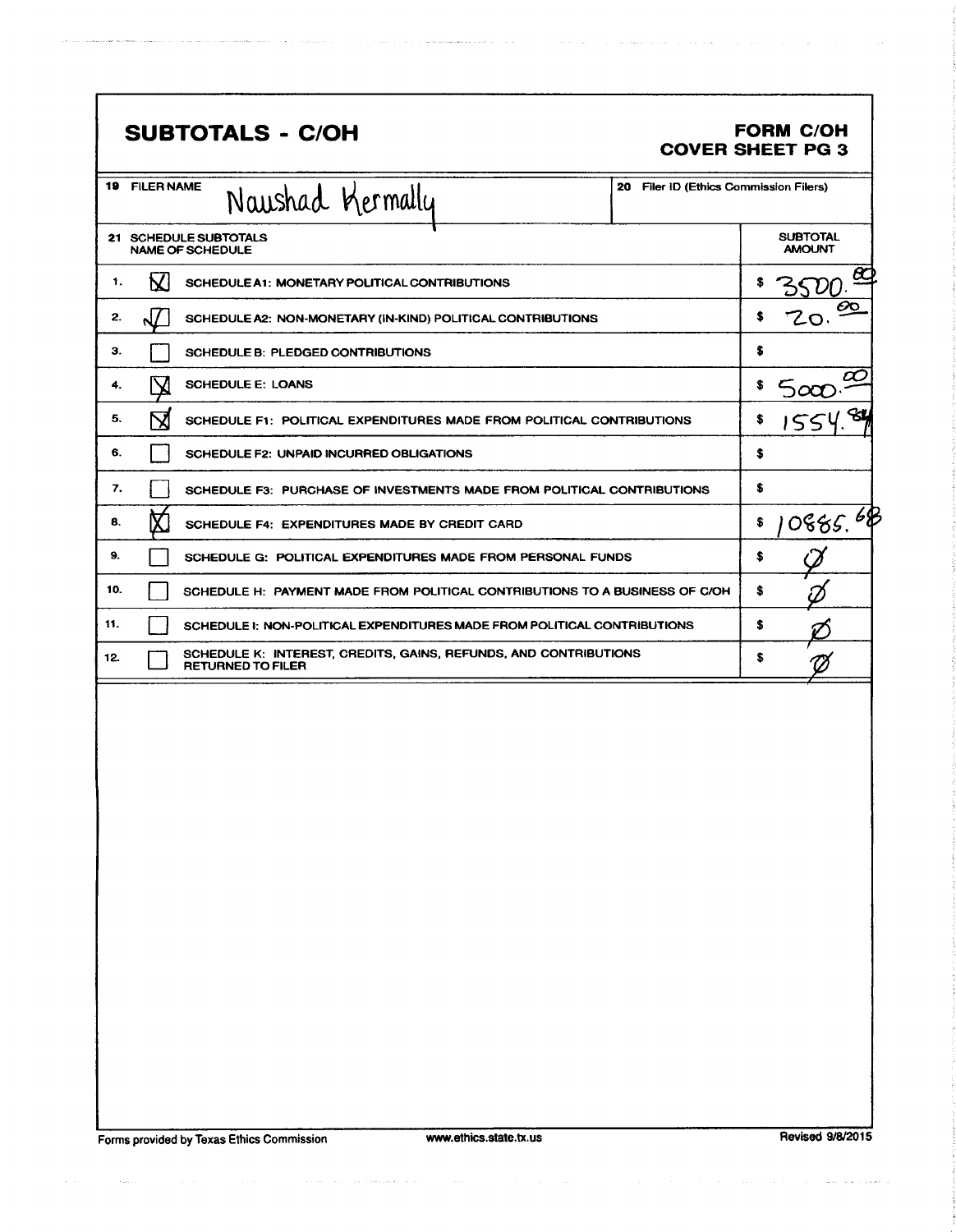## SUBTOTALS - C/OH

**FORM C/OH**
**COVER SHEET PG 3**

| 19 FILER NAME | 20 Filer ID (Ethics Commission Filers) |
|---|---|
| Naushad Kermally | |

| 21 SCHEDULE SUBTOTALS NAME OF SCHEDULE | | | SUBTOTAL AMOUNT |
|---|---|---|---|
| 1. | ☒ | SCHEDULE A1: MONETARY POLITICAL CONTRIBUTIONS | $ 3500.00 |
| 2. | ☒ | SCHEDULE A2: NON-MONETARY (IN-KIND) POLITICAL CONTRIBUTIONS | $ 20.00 |
| 3. | ☐ | SCHEDULE B: PLEDGED CONTRIBUTIONS | $ |
| 4. | ☒ | SCHEDULE E: LOANS | $ 5000.00 |
| 5. | ☒ | SCHEDULE F1: POLITICAL EXPENDITURES MADE FROM POLITICAL CONTRIBUTIONS | $ 1554.84 |
| 6. | ☐ | SCHEDULE F2: UNPAID INCURRED OBLIGATIONS | $ |
| 7. | ☐ | SCHEDULE F3: PURCHASE OF INVESTMENTS MADE FROM POLITICAL CONTRIBUTIONS | $ |
| 8. | ☒ | SCHEDULE F4: EXPENDITURES MADE BY CREDIT CARD | $ 10885.68 |
| 9. | ☐ | SCHEDULE G: POLITICAL EXPENDITURES MADE FROM PERSONAL FUNDS | $ Ø |
| 10. | ☐ | SCHEDULE H: PAYMENT MADE FROM POLITICAL CONTRIBUTIONS TO A BUSINESS OF C/OH | $ Ø |
| 11. | ☐ | SCHEDULE I: NON-POLITICAL EXPENDITURES MADE FROM POLITICAL CONTRIBUTIONS | $ Ø |
| 12. | ☐ | SCHEDULE K: INTEREST, CREDITS, GAINS, REFUNDS, AND CONTRIBUTIONS RETURNED TO FILER | $ Ø |

Forms provided by Texas Ethics Commission www.ethics.state.tx.us Revised 9/8/2015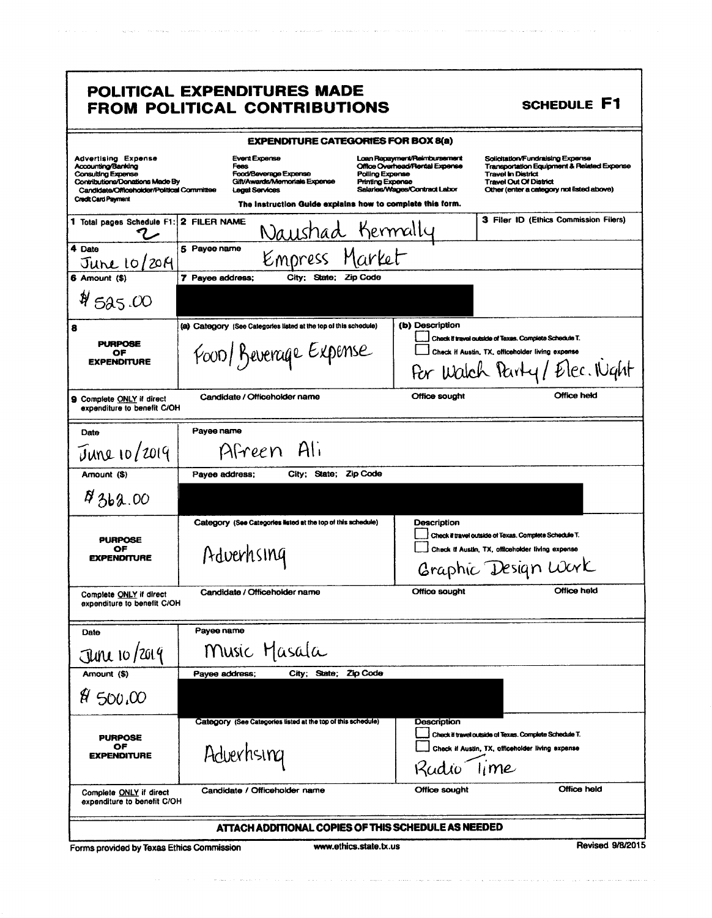# POLITICAL EXPENDITURES MADE FROM POLITICAL CONTRIBUTIONS

**SCHEDULE F1**

## EXPENDITURE CATEGORIES FOR BOX 8(a)

| | | | |
|---|---|---|---|
| Advertising Expense | Event Expense | Loan Repayment/Reimbursement | Solicitation/Fundraising Expense |
| Accounting/Banking | Fees | Office Overhead/Rental Expense | Transportation Equipment & Related Expense |
| Consulting Expense | Food/Beverage Expense | Polling Expense | Travel In District |
| Contributions/Donations Made By Candidate/Officeholder/Political Committee | Gift/Awards/Memorials Expense | Printing Expense | Travel Out Of District |
| Credit Card Payment | Legal Services | Salaries/Wages/Contract Labor | Other (enter a category not listed above) |

The Instruction Guide explains how to complete this form.

| | | |
|---|---|---|
| **1** Total pages Schedule F1: 2 | **2** FILER NAME: Naushad Kermally | **3** Filer ID (Ethics Commission Filers) |
| **4** Date: June 10/2019 | **5** Payee name: Empress Market | |
| **6** Amount ($): $525.00 | **7** Payee address; City; State; Zip Code: [REDACTED] | |
| **8** PURPOSE OF EXPENDITURE | (a) Category (See Categories listed at the top of this schedule): Food/Beverage Expense | (b) Description: ☐ Check if travel outside of Texas. Complete Schedule T. ☐ Check if Austin, TX, officeholder living expense. For Watch Party / Elec. Night |
| **9** Complete ONLY if direct expenditure to benefit C/OH | Candidate / Officeholder name | Office sought / Office held |

| | | |
|---|---|---|
| Date: June 10/2019 | Payee name: Afreen Ali | |
| Amount ($): $362.00 | Payee address; City; State; Zip Code: [REDACTED] | |
| PURPOSE OF EXPENDITURE | Category (See Categories listed at the top of this schedule): Advertising | Description: ☐ Check if travel outside of Texas. Complete Schedule T. ☐ Check if Austin, TX, officeholder living expense. Graphic Design Work |
| Complete ONLY if direct expenditure to benefit C/OH | Candidate / Officeholder name | Office sought / Office held |

| | | |
|---|---|---|
| Date: June 10/2019 | Payee name: Music Masala | |
| Amount ($): $500.00 | Payee address; City; State; Zip Code: [REDACTED] | |
| PURPOSE OF EXPENDITURE | Category (See Categories listed at the top of this schedule): Advertising | Description: ☐ Check if travel outside of Texas. Complete Schedule T. ☐ Check if Austin, TX, officeholder living expense. Radio Time |
| Complete ONLY if direct expenditure to benefit C/OH | Candidate / Officeholder name | Office sought / Office held |

**ATTACH ADDITIONAL COPIES OF THIS SCHEDULE AS NEEDED**

Forms provided by Texas Ethics Commission www.ethics.state.tx.us Revised 9/8/2015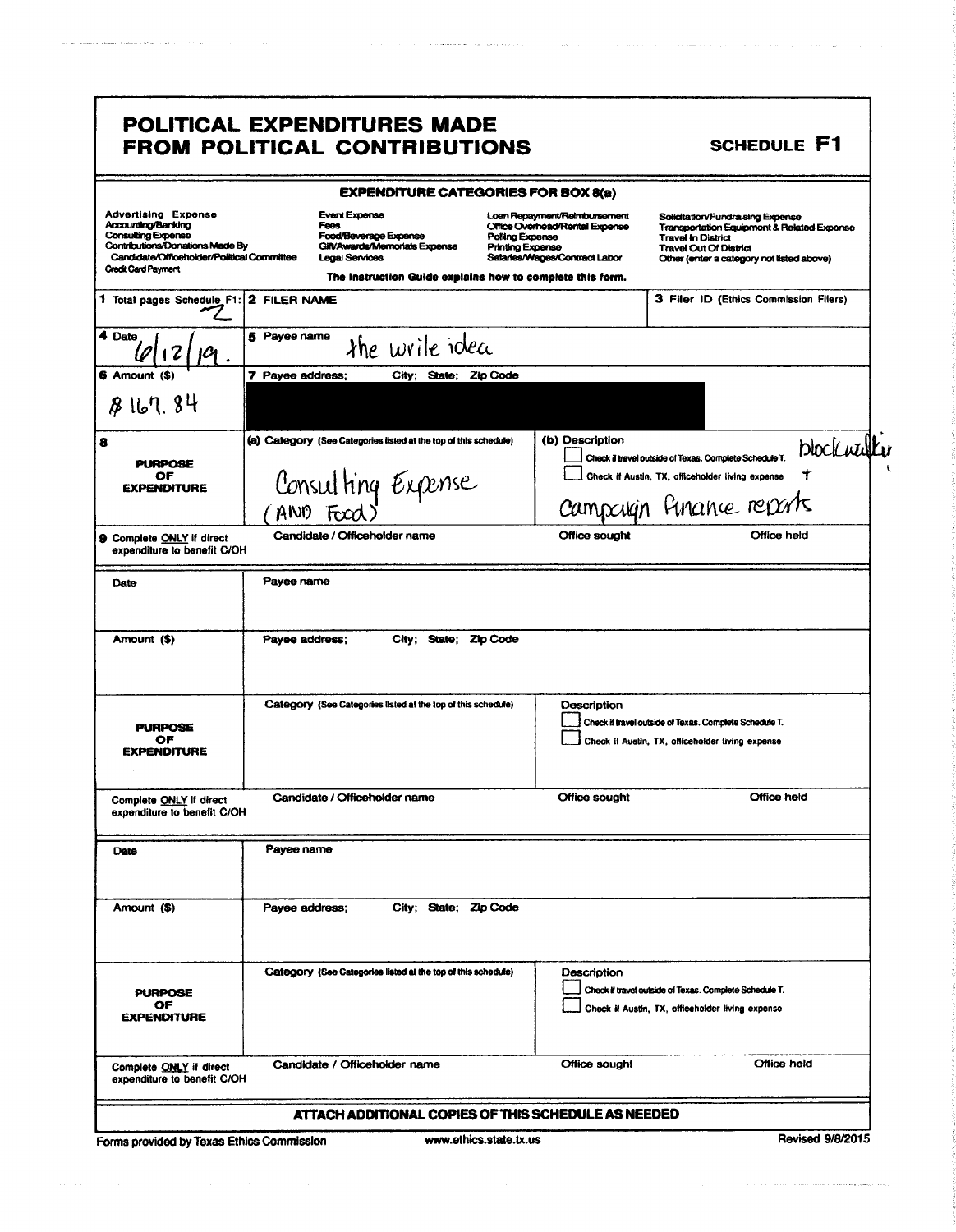# POLITICAL EXPENDITURES MADE FROM POLITICAL CONTRIBUTIONS

**SCHEDULE F1**

**EXPENDITURE CATEGORIES FOR BOX 8(a)**

| | | | |
|---|---|---|---|
| **Advertising Expense** | Event Expense | Loan Repayment/Reimbursement | Solicitation/Fundraising Expense |
| Accounting/Banking | Fees | Office Overhead/Rental Expense | Transportation Equipment & Related Expense |
| Consulting Expense | Food/Beverage Expense | Polling Expense | Travel In District |
| Contributions/Donations Made By Candidate/Officeholder/Political Committee | Gift/Awards/Memorials Expense | Printing Expense | Travel Out Of District |
| Credit Card Payment | Legal Services | Salaries/Wages/Contract Labor | Other (enter a category not listed above) |

The Instruction Guide explains how to complete this form.

| | | |
|---|---|---|
| **1** Total pages Schedule F1: 2 | **2** FILER NAME | **3** Filer ID (Ethics Commission Filers) |
| **4** Date 6/12/19. | **5** Payee name the write idea | |
| **6** Amount ($) $167.84 | **7** Payee address; City; State; Zip Code [REDACTED] | |
| **8** **PURPOSE OF EXPENDITURE** | **(a)** Category (See Categories listed at the top of this schedule) Consulting Expense (AND Food) | **(b)** Description ☐ Check if travel outside of Texas. Complete Schedule T. ☐ Check if Austin, TX, officeholder living expense. Campaign Finance reports blockwalker |
| **9** Complete ONLY if direct expenditure to benefit C/OH | Candidate / Officeholder name | Office sought / Office held |

| | | |
|---|---|---|
| Date | Payee name | |
| Amount ($) | Payee address; City; State; Zip Code | |
| **PURPOSE OF EXPENDITURE** | Category (See Categories listed at the top of this schedule) | Description ☐ Check if travel outside of Texas. Complete Schedule T. ☐ Check if Austin, TX, officeholder living expense |
| Complete ONLY if direct expenditure to benefit C/OH | Candidate / Officeholder name | Office sought / Office held |

| | | |
|---|---|---|
| Date | Payee name | |
| Amount ($) | Payee address; City; State; Zip Code | |
| **PURPOSE OF EXPENDITURE** | Category (See Categories listed at the top of this schedule) | Description ☐ Check if travel outside of Texas. Complete Schedule T. ☐ Check if Austin, TX, officeholder living expense |
| Complete ONLY if direct expenditure to benefit C/OH | Candidate / Officeholder name | Office sought / Office held |

**ATTACH ADDITIONAL COPIES OF THIS SCHEDULE AS NEEDED**

Forms provided by Texas Ethics Commission www.ethics.state.tx.us Revised 9/8/2015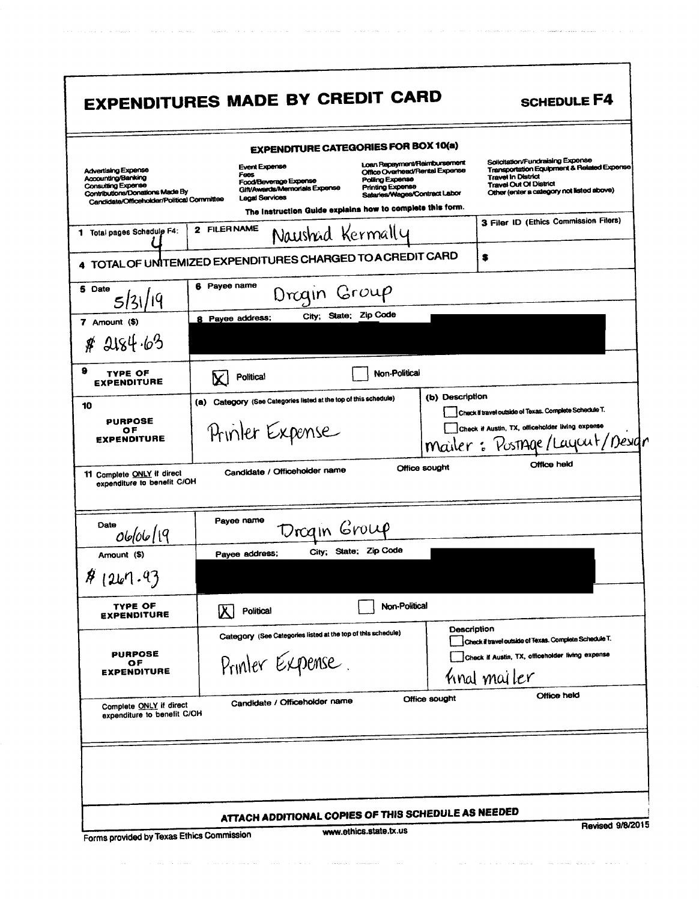# EXPENDITURES MADE BY CREDIT CARD

**SCHEDULE F4**

### EXPENDITURE CATEGORIES FOR BOX 10(a)

| | | | |
|---|---|---|---|
| Advertising Expense<br>Accounting/Banking<br>Consulting Expense<br>Contributions/Donations Made By Candidate/Officeholder/Political Committee | Event Expense<br>Fees<br>Food/Beverage Expense<br>Gift/Awards/Memorials Expense<br>Legal Services | Loan Repayment/Reimbursement<br>Office Overhead/Rental Expense<br>Polling Expense<br>Printing Expense<br>Salaries/Wages/Contract Labor | Solicitation/Fundraising Expense<br>Transportation Equipment & Related Expense<br>Travel In District<br>Travel Out Of District<br>Other (enter a category not listed above) |

The Instruction Guide explains how to complete this form.

| | | |
|---|---|---|
| 1 Total pages Schedule F4: 4 | 2 FILER NAME Naushad Kermally | 3 Filer ID (Ethics Commission Filers) |
| 4 TOTAL OF UNITEMIZED EXPENDITURES CHARGED TO A CREDIT CARD | | $ |

| | | |
|---|---|---|
| 5 Date 5/31/19 | 6 Payee name Drogin Group | |
| 7 Amount ($) $ 2184.63 | 8 Payee address; City; State; Zip Code [REDACTED] | |
| 9 TYPE OF EXPENDITURE | [X] Political | [ ] Non-Political |
| 10 PURPOSE OF EXPENDITURE | (a) Category (See Categories listed at the top of this schedule) Printer Expense | (b) Description [ ] Check if travel outside of Texas. Complete Schedule T. [ ] Check if Austin, TX, officeholder living expense<br>Mailer : Postage/Layout/Design |
| 11 Complete ONLY if direct expenditure to benefit C/OH | Candidate / Officeholder name | Office sought / Office held |

| | | |
|---|---|---|
| Date 06/06/19 | Payee name Drogin Group | |
| Amount ($) $ 1267.93 | Payee address; City; State; Zip Code [REDACTED] | |
| TYPE OF EXPENDITURE | [X] Political | [ ] Non-Political |
| PURPOSE OF EXPENDITURE | Category (See Categories listed at the top of this schedule) Printer Expense. | Description [ ] Check if travel outside of Texas. Complete Schedule T. [ ] Check if Austin, TX, officeholder living expense<br>final mailer |
| Complete ONLY if direct expenditure to benefit C/OH | Candidate / Officeholder name | Office sought / Office held |

**ATTACH ADDITIONAL COPIES OF THIS SCHEDULE AS NEEDED**

Forms provided by Texas Ethics Commission www.ethics.state.tx.us Revised 9/8/2015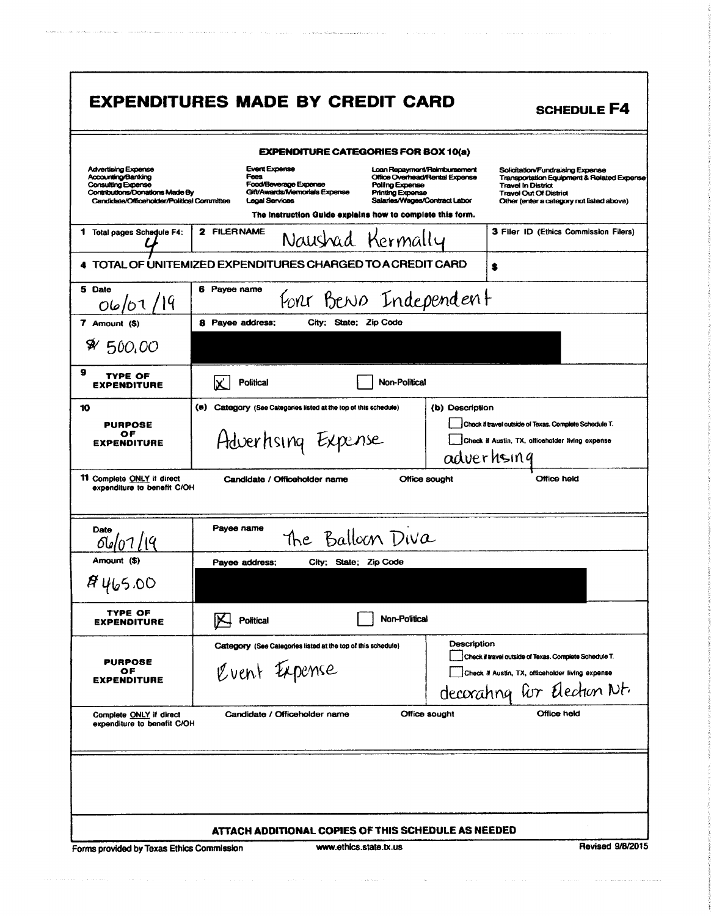# EXPENDITURES MADE BY CREDIT CARD

**SCHEDULE F4**

**EXPENDITURE CATEGORIES FOR BOX 10(a)**

| | | | |
|---|---|---|---|
| Advertising Expense | Event Expense | Loan Repayment/Reimbursement | Solicitation/Fundraising Expense |
| Accounting/Banking | Fees | Office Overhead/Rental Expense | Transportation Equipment & Related Expense |
| Consulting Expense | Food/Beverage Expense | Polling Expense | Travel In District |
| Contributions/Donations Made By Candidate/Officeholder/Political Committee | Gift/Awards/Memorials Expense | Printing Expense | Travel Out Of District |
| | Legal Services | Salaries/Wages/Contract Labor | Other (enter a category not listed above) |

The Instruction Guide explains how to complete this form.

| | | |
|---|---|---|
| 1 Total pages Schedule F4: 4 | 2 FILER NAME Naushad Kermally | 3 Filer ID (Ethics Commission Filers) |
| 4 TOTAL OF UNITEMIZED EXPENDITURES CHARGED TO A CREDIT CARD | | $ |

| | | | |
|---|---|---|---|
| 5 Date 06/07/19 | 6 Payee name Fort Bend Independent | | |
| 7 Amount ($) $ 500.00 | 8 Payee address; City; State; Zip Code [REDACTED] | | |
| 9 TYPE OF EXPENDITURE | [X] Political | [ ] Non-Political | |
| 10 PURPOSE OF EXPENDITURE | (a) Category (See Categories listed at the top of this schedule) Advertising Expense | (b) Description [ ] Check if travel outside of Texas. Complete Schedule T. [ ] Check if Austin, TX, officeholder living expense advertising | |
| 11 Complete ONLY if direct expenditure to benefit C/OH | Candidate / Officeholder name | Office sought | Office held |

| | | | |
|---|---|---|---|
| Date 06/07/19 | Payee name The Balloon Diva | | |
| Amount ($) $ 465.00 | Payee address; City; State; Zip Code [REDACTED] | | |
| TYPE OF EXPENDITURE | [X] Political | [ ] Non-Political | |
| PURPOSE OF EXPENDITURE | Category (See Categories listed at the top of this schedule) Event Expense | Description [ ] Check if travel outside of Texas. Complete Schedule T. [ ] Check if Austin, TX, officeholder living expense decorating for Election Nt. | |
| Complete ONLY if direct expenditure to benefit C/OH | Candidate / Officeholder name | Office sought | Office held |

**ATTACH ADDITIONAL COPIES OF THIS SCHEDULE AS NEEDED**

Forms provided by Texas Ethics Commission www.ethics.state.tx.us Revised 9/8/2015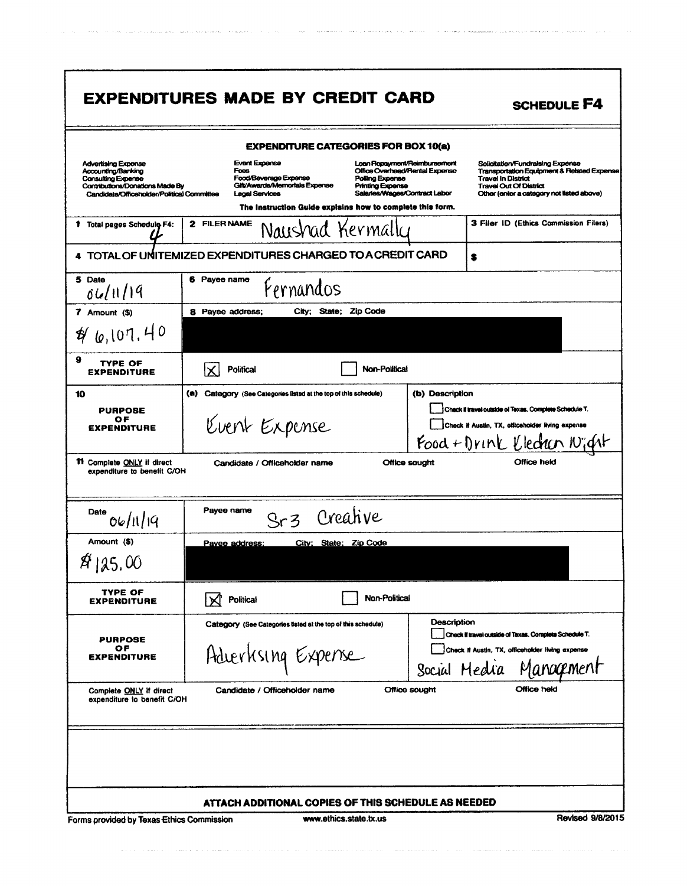# EXPENDITURES MADE BY CREDIT CARD

**SCHEDULE F4**

### EXPENDITURE CATEGORIES FOR BOX 10(a)

| | | | |
|---|---|---|---|
| Advertising Expense | Event Expense | Loan Repayment/Reimbursement | Solicitation/Fundraising Expense |
| Accounting/Banking | Fees | Office Overhead/Rental Expense | Transportation Equipment & Related Expense |
| Consulting Expense | Food/Beverage Expense | Polling Expense | Travel In District |
| Contributions/Donations Made By Candidate/Officeholder/Political Committee | Gift/Awards/Memorials Expense | Printing Expense | Travel Out Of District |
| | Legal Services | Salaries/Wages/Contract Labor | Other (enter a category not listed above) |

**The Instruction Guide explains how to complete this form.**

**1** Total pages Schedule F4: 4

**2** FILER NAME: Naushad Kermally

**3** Filer ID (Ethics Commission Filers):

**4** TOTAL OF UNITEMIZED EXPENDITURES CHARGED TO A CREDIT CARD: $

---

**5** Date: 06/11/19

**6** Payee name: Fernandos

**7** Amount ($): $6,107.40

**8** Payee address; City; State; Zip Code: [REDACTED]

**9** TYPE OF EXPENDITURE: ☒ Political ☐ Non-Political

**10** PURPOSE OF EXPENDITURE:
- (a) Category (See Categories listed at the top of this schedule): Event Expense
- (b) Description: ☐ Check if travel outside of Texas. Complete Schedule T. ☐ Check if Austin, TX, officeholder living expense
  Food + Drink Election Night

**11** Complete ONLY if direct expenditure to benefit C/OH: Candidate / Officeholder name: Office sought: Office held:

---

Date: 06/11/19

Payee name: Sr3 Creative

Amount ($): $125.00

Payee address; City; State; Zip Code: [REDACTED]

TYPE OF EXPENDITURE: ☒ Political ☐ Non-Political

PURPOSE OF EXPENDITURE:
- Category (See Categories listed at the top of this schedule): Advertising Expense
- Description: ☐ Check if travel outside of Texas. Complete Schedule T. ☐ Check if Austin, TX, officeholder living expense
  Social Media Management

Complete ONLY if direct expenditure to benefit C/OH: Candidate / Officeholder name: Office sought: Office held:

---

**ATTACH ADDITIONAL COPIES OF THIS SCHEDULE AS NEEDED**

Forms provided by Texas Ethics Commission www.ethics.state.tx.us Revised 9/8/2015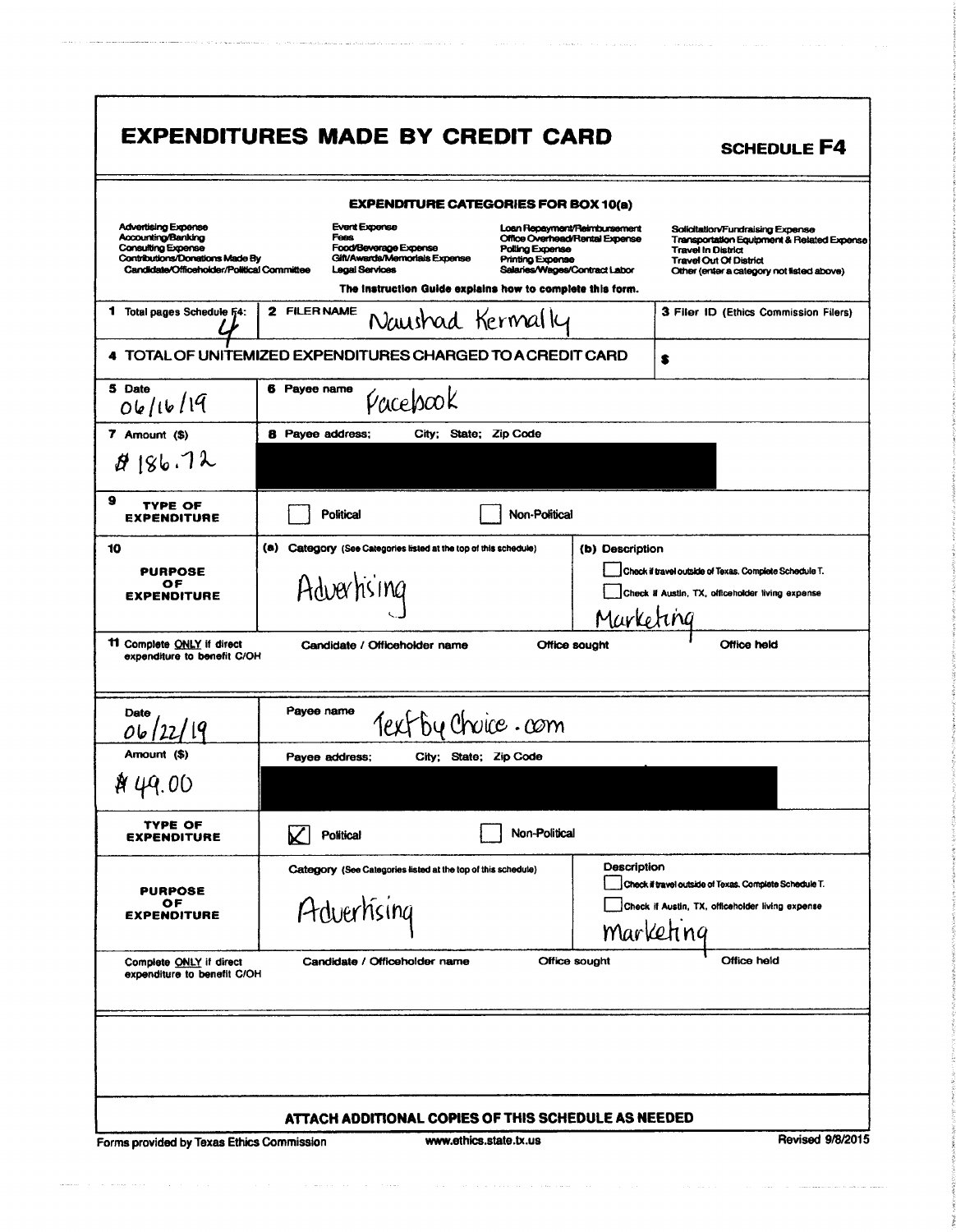# EXPENDITURES MADE BY CREDIT CARD

**SCHEDULE F4**

**EXPENDITURE CATEGORIES FOR BOX 10(a)**

| | | | |
|---|---|---|---|
| Advertising Expense | Event Expense | Loan Repayment/Reimbursement | Solicitation/Fundraising Expense |
| Accounting/Banking | Fees | Office Overhead/Rental Expense | Transportation Equipment & Related Expense |
| Consulting Expense | Food/Beverage Expense | Polling Expense | Travel In District |
| Contributions/Donations Made By Candidate/Officeholder/Political Committee | Gift/Awards/Memorials Expense | Printing Expense | Travel Out Of District |
| | Legal Services | Salaries/Wages/Contract Labor | Other (enter a category not listed above) |

**The Instruction Guide explains how to complete this form.**

| | | |
|---|---|---|
| **1** Total pages Schedule F4: 4 | **2** FILER NAME Naushad Kermally | **3** Filer ID (Ethics Commission Filers) |

**4** TOTAL OF UNITEMIZED EXPENDITURES CHARGED TO A CREDIT CARD $

| | |
|---|---|
| **5** Date: 06/16/19 | **6** Payee name: Facebook |
| **7** Amount ($): $186.72 | **8** Payee address; City; State; Zip Code: [REDACTED] |
| **9** TYPE OF EXPENDITURE | ☐ Political ☐ Non-Political |
| **10** PURPOSE OF EXPENDITURE | (a) Category (See Categories listed at the top of this schedule): Advertising |
| | (b) Description: Marketing ☐ Check if travel outside of Texas. Complete Schedule T. ☐ Check if Austin, TX, officeholder living expense |
| **11** Complete ONLY if direct expenditure to benefit C/OH | Candidate / Officeholder name — Office sought — Office held |

| | |
|---|---|
| Date: 06/22/19 | Payee name: TextByChoice.com |
| Amount ($): $49.00 | Payee address; City; State; Zip Code: [REDACTED] |
| TYPE OF EXPENDITURE | ☒ Political ☐ Non-Political |
| PURPOSE OF EXPENDITURE | Category (See Categories listed at the top of this schedule): Advertising |
| | Description: marketing ☐ Check if travel outside of Texas. Complete Schedule T. ☐ Check if Austin, TX, officeholder living expense |
| Complete ONLY if direct expenditure to benefit C/OH | Candidate / Officeholder name — Office sought — Office held |

**ATTACH ADDITIONAL COPIES OF THIS SCHEDULE AS NEEDED**

Forms provided by Texas Ethics Commission — www.ethics.state.tx.us — Revised 9/8/2015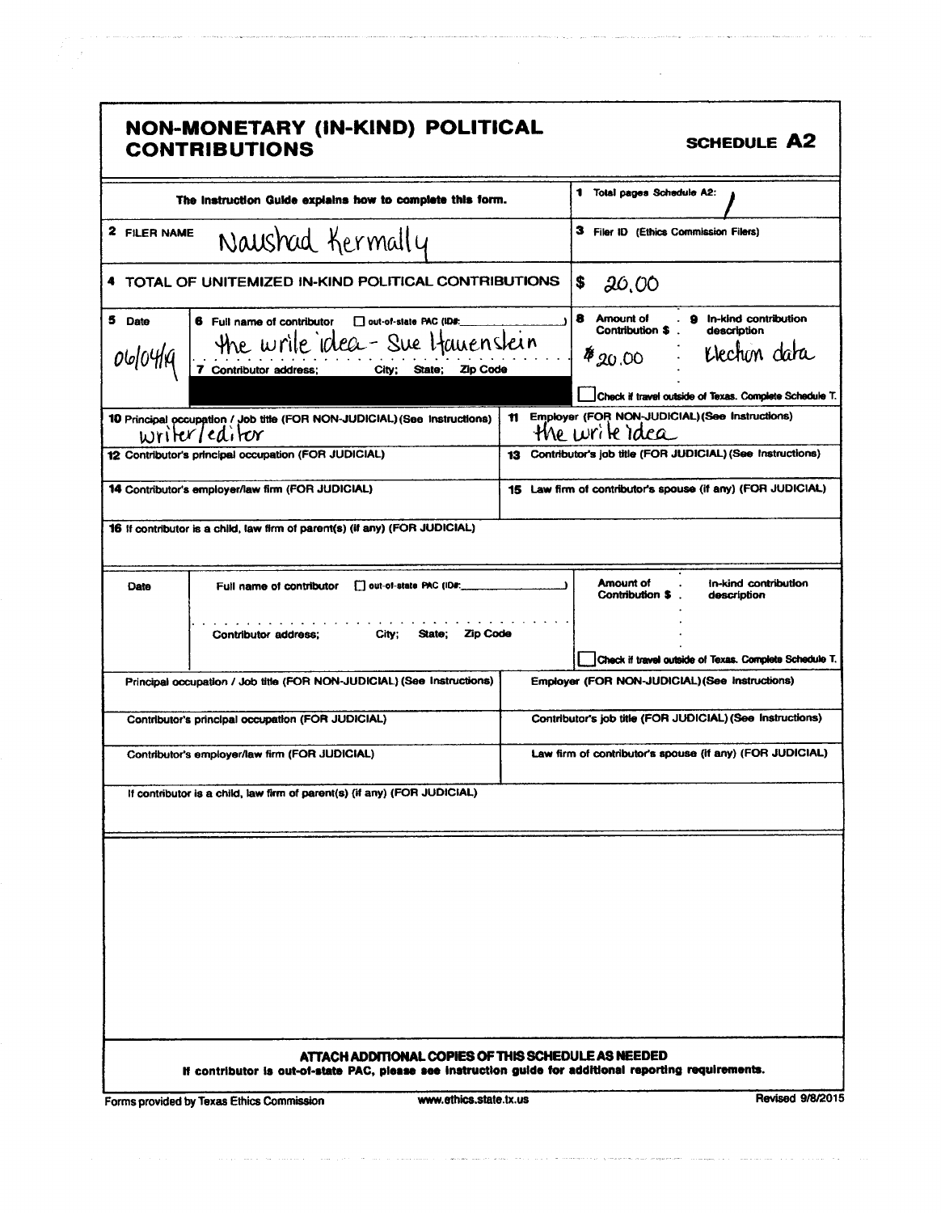# NON-MONETARY (IN-KIND) POLITICAL CONTRIBUTIONS

**SCHEDULE A2**

| | |
|---|---|
| The Instruction Guide explains how to complete this form. | 1 Total pages Schedule A2: 1 |
| 2 FILER NAME: Naushad Kermally | 3 Filer ID (Ethics Commission Filers) |
| 4 TOTAL OF UNITEMIZED IN-KIND POLITICAL CONTRIBUTIONS | $ 20.00 |

| | | | |
|---|---|---|---|
| 5 Date | 6 Full name of contributor ☐ out-of-state PAC (ID#: ) | 8 Amount of Contribution $ | 9 In-kind contribution description |
| 06/04/19 | the write idea - Sue Hauenstein | $20.00 | Election data |
| | 7 Contributor address; City; State; Zip Code | ☐ Check if travel outside of Texas. Complete Schedule T. | |

| | |
|---|---|
| 10 Principal occupation / Job title (FOR NON-JUDICIAL) (See Instructions): writer/editor | 11 Employer (FOR NON-JUDICIAL) (See Instructions): the write idea |
| 12 Contributor's principal occupation (FOR JUDICIAL) | 13 Contributor's job title (FOR JUDICIAL) (See Instructions) |
| 14 Contributor's employer/law firm (FOR JUDICIAL) | 15 Law firm of contributor's spouse (if any) (FOR JUDICIAL) |
| 16 If contributor is a child, law firm of parent(s) (if any) (FOR JUDICIAL) | |

| | | | |
|---|---|---|---|
| Date | Full name of contributor ☐ out-of-state PAC (ID#: ) | Amount of Contribution $ | In-kind contribution description |
| | Contributor address; City; State; Zip Code | ☐ Check if travel outside of Texas. Complete Schedule T. | |

| | |
|---|---|
| Principal occupation / Job title (FOR NON-JUDICIAL) (See Instructions) | Employer (FOR NON-JUDICIAL) (See Instructions) |
| Contributor's principal occupation (FOR JUDICIAL) | Contributor's job title (FOR JUDICIAL) (See Instructions) |
| Contributor's employer/law firm (FOR JUDICIAL) | Law firm of contributor's spouse (if any) (FOR JUDICIAL) |
| If contributor is a child, law firm of parent(s) (if any) (FOR JUDICIAL) | |

**ATTACH ADDITIONAL COPIES OF THIS SCHEDULE AS NEEDED**

**If contributor is out-of-state PAC, please see instruction guide for additional reporting requirements.**

Forms provided by Texas Ethics Commission www.ethics.state.tx.us Revised 9/8/2015